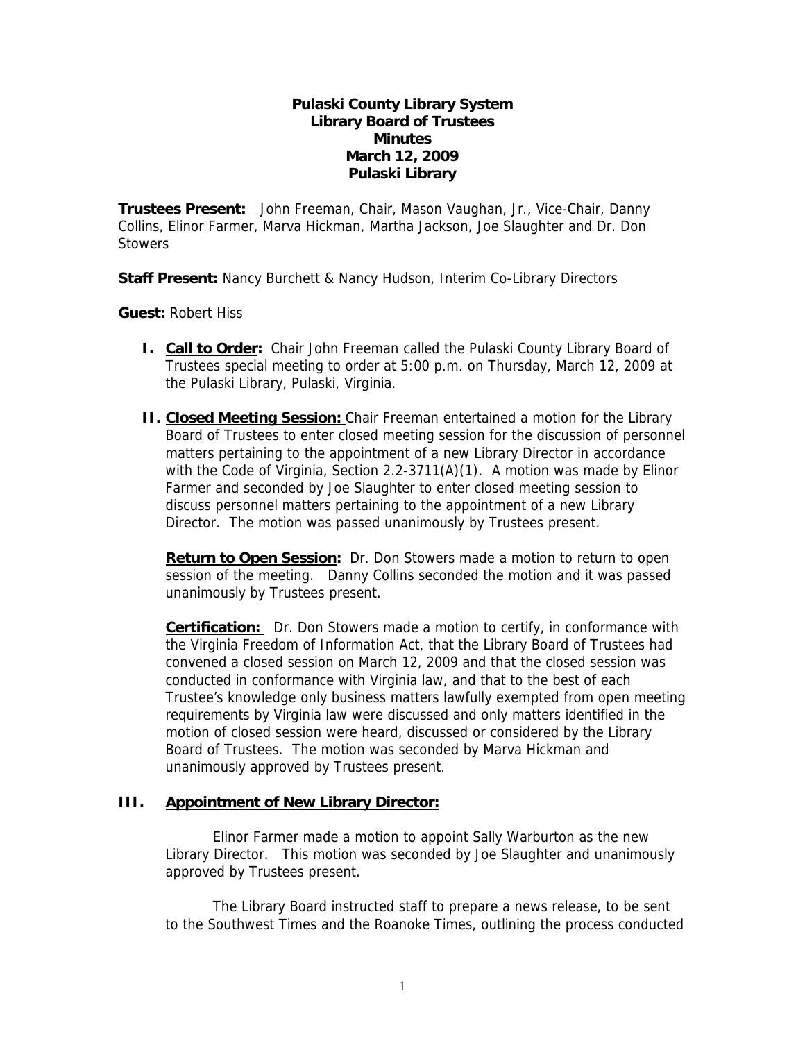**Pulaski County Library System**
**Library Board of Trustees**
**Minutes**
**March 12, 2009**
**Pulaski Library**

**Trustees Present:** John Freeman, Chair, Mason Vaughan, Jr., Vice-Chair, Danny Collins, Elinor Farmer, Marva Hickman, Martha Jackson, Joe Slaughter and Dr. Don Stowers

**Staff Present:** Nancy Burchett & Nancy Hudson, Interim Co-Library Directors

**Guest:** Robert Hiss

**I. Call to Order:** Chair John Freeman called the Pulaski County Library Board of Trustees special meeting to order at 5:00 p.m. on Thursday, March 12, 2009 at the Pulaski Library, Pulaski, Virginia.

**II. Closed Meeting Session:** Chair Freeman entertained a motion for the Library Board of Trustees to enter closed meeting session for the discussion of personnel matters pertaining to the appointment of a new Library Director in accordance with the Code of Virginia, Section 2.2-3711(A)(1). A motion was made by Elinor Farmer and seconded by Joe Slaughter to enter closed meeting session to discuss personnel matters pertaining to the appointment of a new Library Director. The motion was passed unanimously by Trustees present.

**Return to Open Session:** Dr. Don Stowers made a motion to return to open session of the meeting. Danny Collins seconded the motion and it was passed unanimously by Trustees present.

**Certification:** Dr. Don Stowers made a motion to certify, in conformance with the Virginia Freedom of Information Act, that the Library Board of Trustees had convened a closed session on March 12, 2009 and that the closed session was conducted in conformance with Virginia law, and that to the best of each Trustee's knowledge only business matters lawfully exempted from open meeting requirements by Virginia law were discussed and only matters identified in the motion of closed session were heard, discussed or considered by the Library Board of Trustees. The motion was seconded by Marva Hickman and unanimously approved by Trustees present.

**III. Appointment of New Library Director:**

Elinor Farmer made a motion to appoint Sally Warburton as the new Library Director. This motion was seconded by Joe Slaughter and unanimously approved by Trustees present.

The Library Board instructed staff to prepare a news release, to be sent to the Southwest Times and the Roanoke Times, outlining the process conducted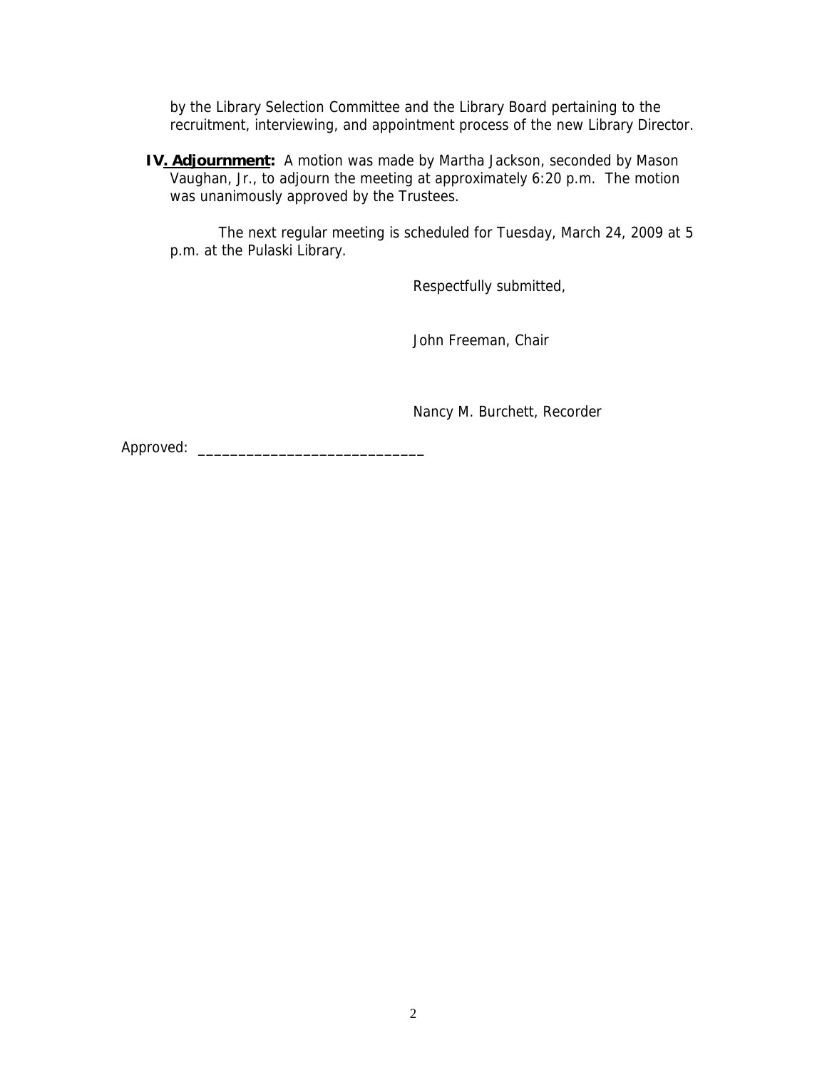by the Library Selection Committee and the Library Board pertaining to the recruitment, interviewing, and appointment process of the new Library Director.

**IV. Adjournment:** A motion was made by Martha Jackson, seconded by Mason Vaughan, Jr., to adjourn the meeting at approximately 6:20 p.m. The motion was unanimously approved by the Trustees.

The next regular meeting is scheduled for Tuesday, March 24, 2009 at 5 p.m. at the Pulaski Library.

Respectfully submitted,

John Freeman, Chair

Nancy M. Burchett, Recorder

Approved: ____________________________